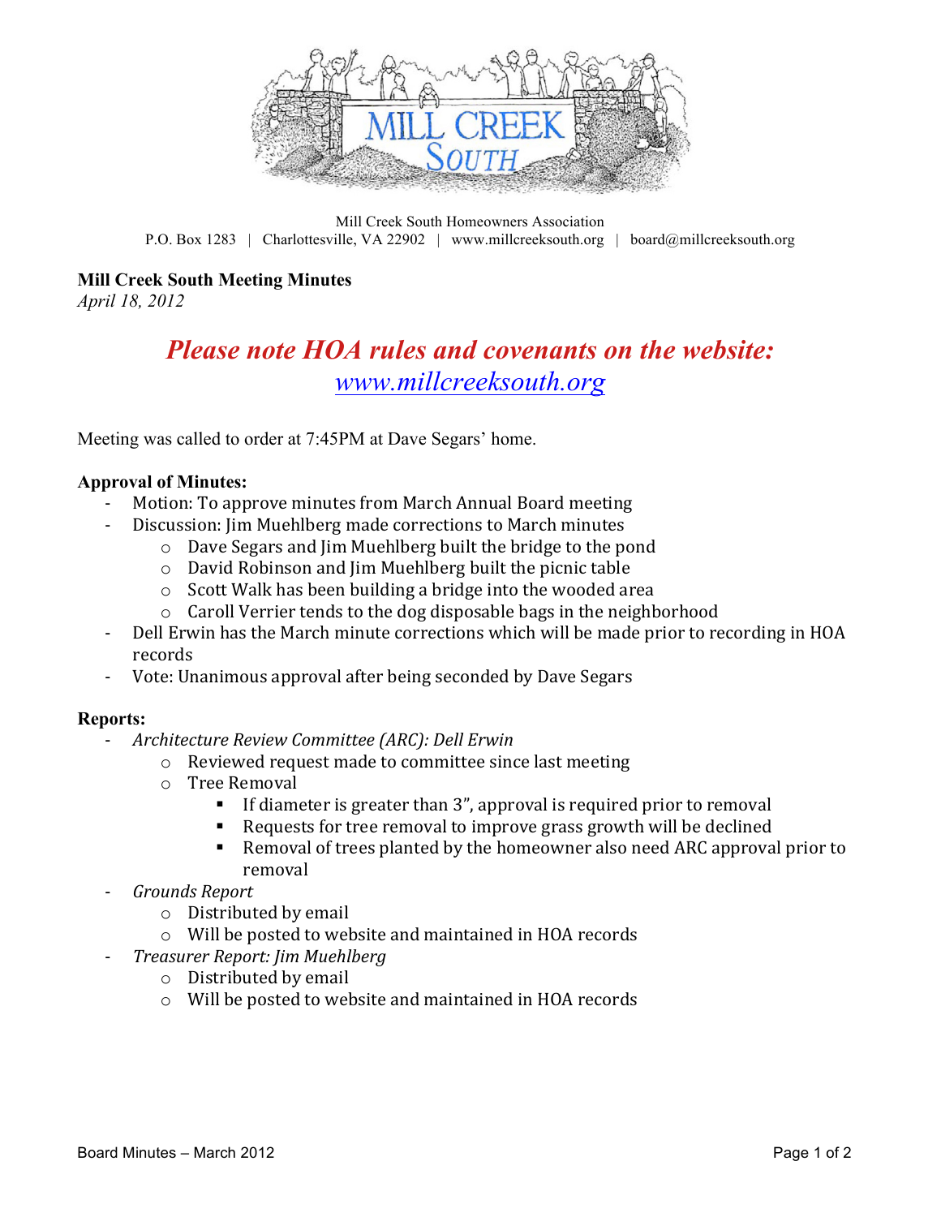Mill Creek South Homeowners Association
P.O. Box 1283 | Charlottesville, VA 22902 | www.millcreeksouth.org | board@millcreeksouth.org

**Mill Creek South Meeting Minutes**
*April 18, 2012*

## *Please note HOA rules and covenants on the website: www.millcreeksouth.org*

Meeting was called to order at 7:45PM at Dave Segars' home.

**Approval of Minutes:**

- Motion: To approve minutes from March Annual Board meeting
- Discussion: Jim Muehlberg made corrections to March minutes
  - Dave Segars and Jim Muehlberg built the bridge to the pond
  - David Robinson and Jim Muehlberg built the picnic table
  - Scott Walk has been building a bridge into the wooded area
  - Caroll Verrier tends to the dog disposable bags in the neighborhood
- Dell Erwin has the March minute corrections which will be made prior to recording in HOA records
- Vote: Unanimous approval after being seconded by Dave Segars

**Reports:**

- *Architecture Review Committee (ARC): Dell Erwin*
  - Reviewed request made to committee since last meeting
  - Tree Removal
    - If diameter is greater than 3", approval is required prior to removal
    - Requests for tree removal to improve grass growth will be declined
    - Removal of trees planted by the homeowner also need ARC approval prior to removal
- *Grounds Report*
  - Distributed by email
  - Will be posted to website and maintained in HOA records
- *Treasurer Report: Jim Muehlberg*
  - Distributed by email
  - Will be posted to website and maintained in HOA records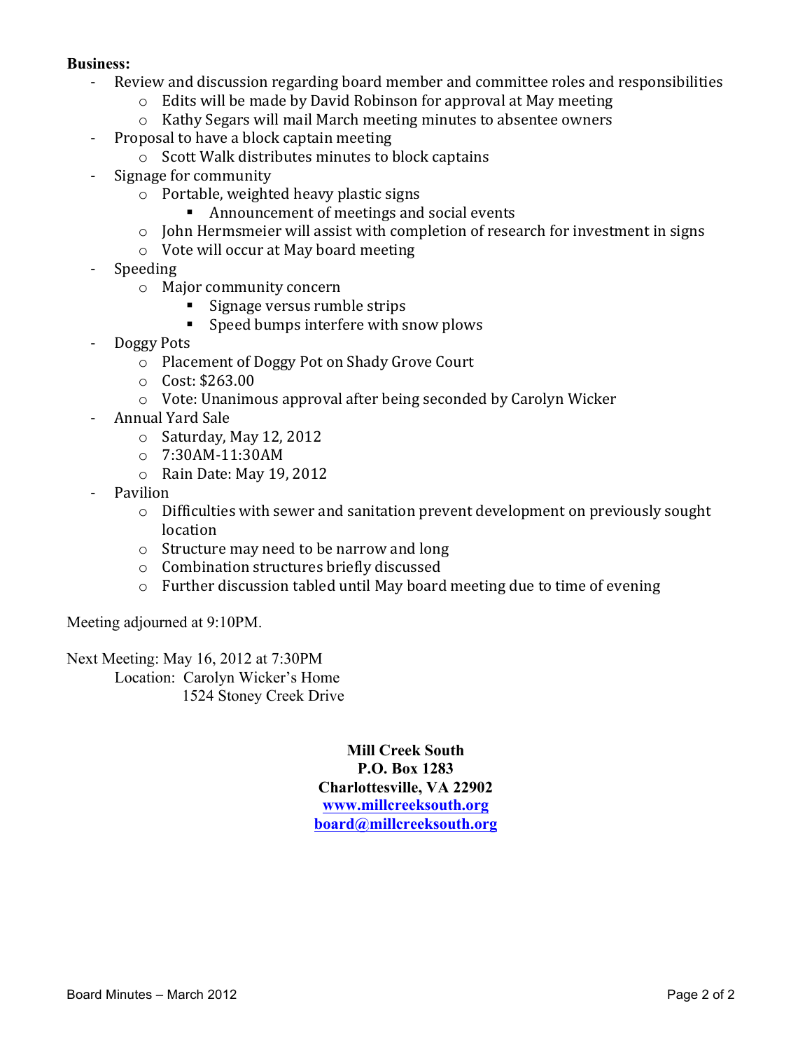**Business:**

- Review and discussion regarding board member and committee roles and responsibilities
  - Edits will be made by David Robinson for approval at May meeting
  - Kathy Segars will mail March meeting minutes to absentee owners
- Proposal to have a block captain meeting
  - Scott Walk distributes minutes to block captains
- Signage for community
  - Portable, weighted heavy plastic signs
    - Announcement of meetings and social events
  - John Hermsmeier will assist with completion of research for investment in signs
  - Vote will occur at May board meeting
- Speeding
  - Major community concern
    - Signage versus rumble strips
    - Speed bumps interfere with snow plows
- Doggy Pots
  - Placement of Doggy Pot on Shady Grove Court
  - Cost: $263.00
  - Vote: Unanimous approval after being seconded by Carolyn Wicker
- Annual Yard Sale
  - Saturday, May 12, 2012
  - 7:30AM-11:30AM
  - Rain Date: May 19, 2012
- Pavilion
  - Difficulties with sewer and sanitation prevent development on previously sought location
  - Structure may need to be narrow and long
  - Combination structures briefly discussed
  - Further discussion tabled until May board meeting due to time of evening

Meeting adjourned at 9:10PM.

Next Meeting: May 16, 2012 at 7:30PM
Location: Carolyn Wicker's Home
1524 Stoney Creek Drive

**Mill Creek South**
**P.O. Box 1283**
**Charlottesville, VA 22902**
**www.millcreeksouth.org**
**board@millcreeksouth.org**